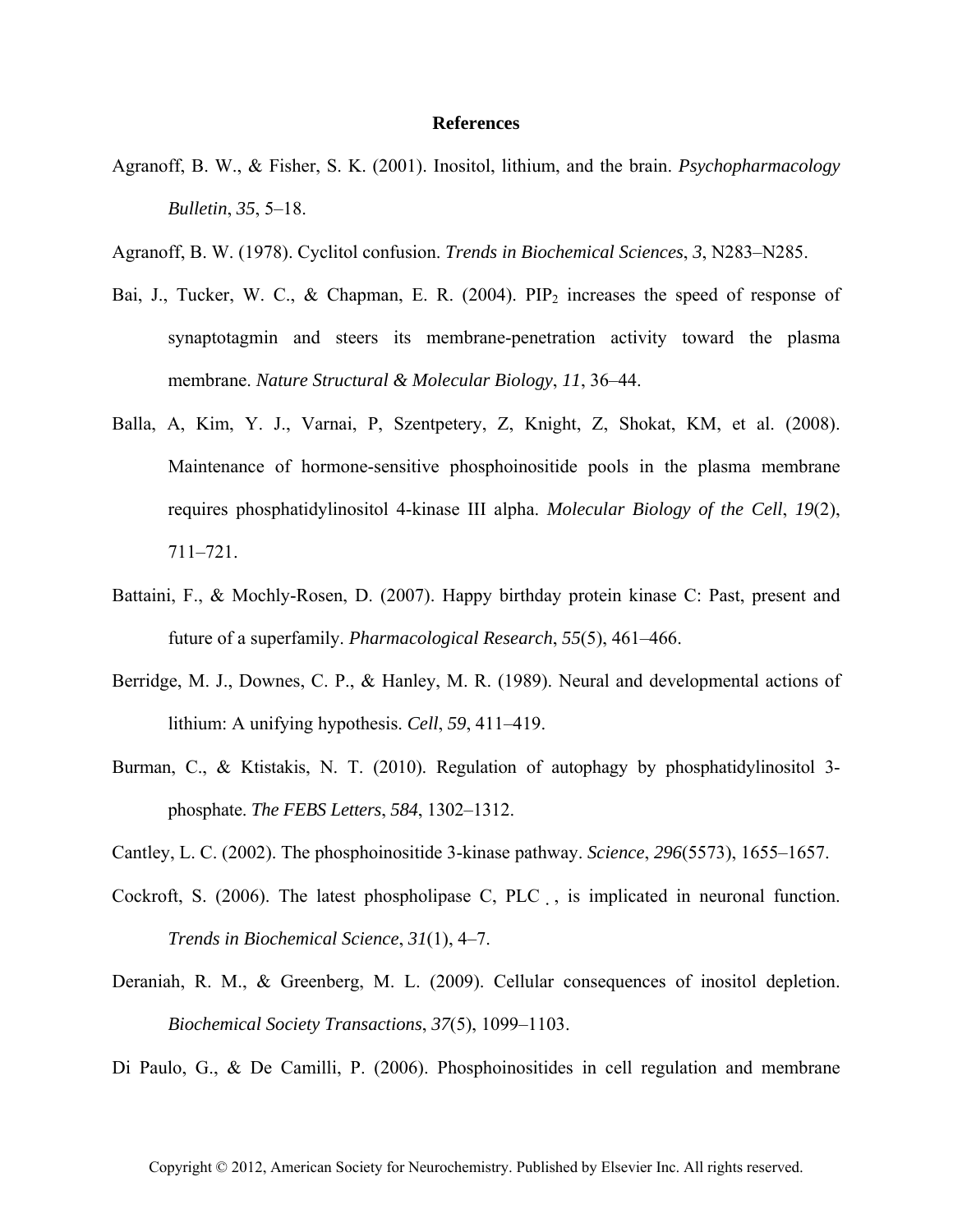**References**

Agranoff, B. W., & Fisher, S. K. (2001). Inositol, lithium, and the brain. *Psychopharmacology Bulletin*, *35*, 5–18.

Agranoff, B. W. (1978). Cyclitol confusion. *Trends in Biochemical Sciences*, *3*, N283–N285.

Bai, J., Tucker, W. C., & Chapman, E. R. (2004). $PIP_2$ increases the speed of response of synaptotagmin and steers its membrane-penetration activity toward the plasma membrane. *Nature Structural & Molecular Biology*, *11*, 36–44.

Balla, A, Kim, Y. J., Varnai, P, Szentpetery, Z, Knight, Z, Shokat, KM, et al. (2008). Maintenance of hormone-sensitive phosphoinositide pools in the plasma membrane requires phosphatidylinositol 4-kinase III alpha. *Molecular Biology of the Cell*, *19*(2), 711–721.

Battaini, F., & Mochly-Rosen, D. (2007). Happy birthday protein kinase C: Past, present and future of a superfamily. *Pharmacological Research*, *55*(5), 461–466.

Berridge, M. J., Downes, C. P., & Hanley, M. R. (1989). Neural and developmental actions of lithium: A unifying hypothesis. *Cell*, *59*, 411–419.

Burman, C., & Ktistakis, N. T. (2010). Regulation of autophagy by phosphatidylinositol 3-phosphate. *The FEBS Letters*, *584*, 1302–1312.

Cantley, L. C. (2002). The phosphoinositide 3-kinase pathway. *Science*, *296*(5573), 1655–1657.

Cockroft, S. (2006). The latest phospholipase C, PLC ˛ , is implicated in neuronal function. *Trends in Biochemical Science*, *31*(1), 4–7.

Deraniah, R. M., & Greenberg, M. L. (2009). Cellular consequences of inositol depletion. *Biochemical Society Transactions*, *37*(5), 1099–1103.

Di Paulo, G., & De Camilli, P. (2006). Phosphoinositides in cell regulation and membrane

Copyright © 2012, American Society for Neurochemistry. Published by Elsevier Inc. All rights reserved.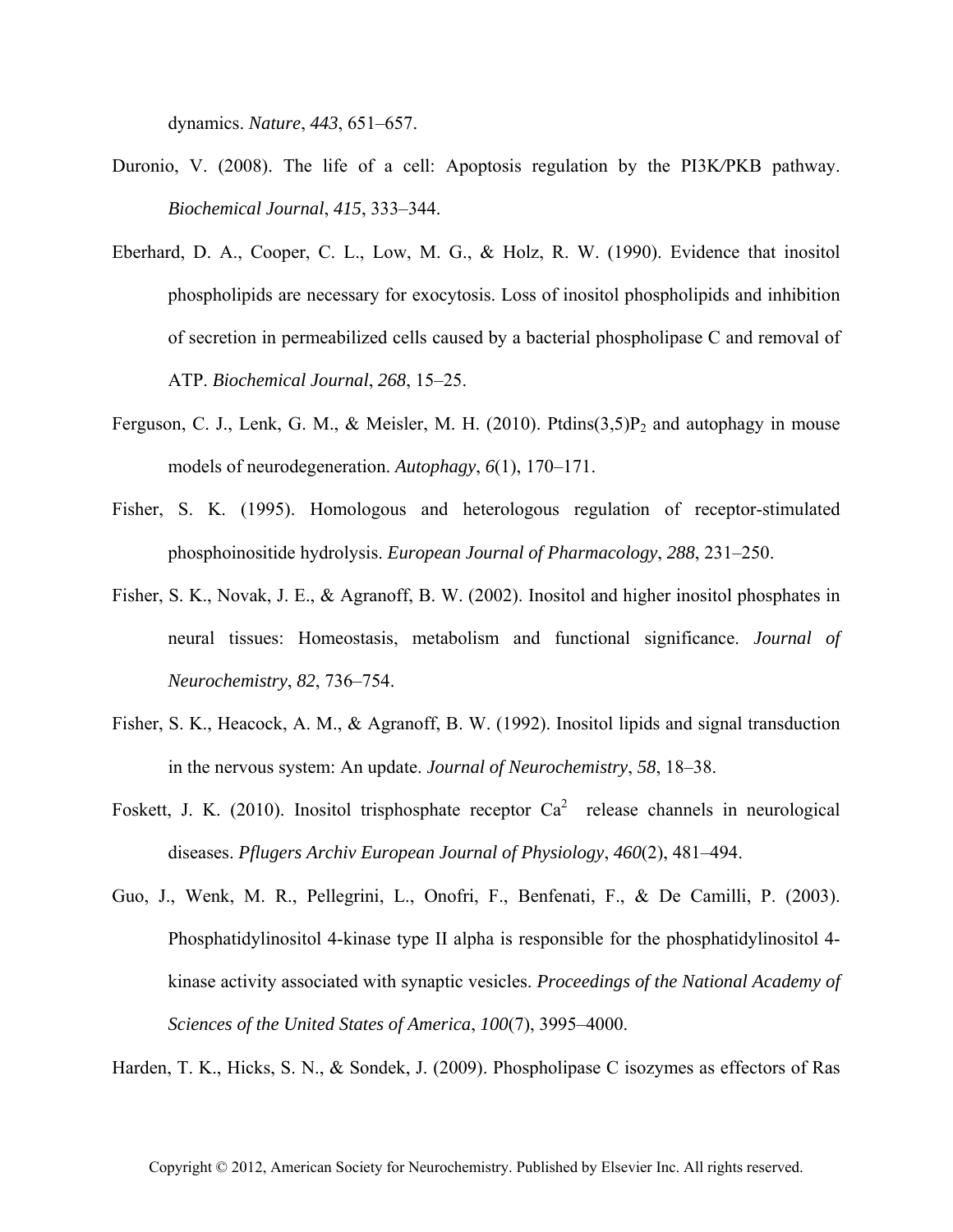dynamics. *Nature*, *443*, 651–657.

Duronio, V. (2008). The life of a cell: Apoptosis regulation by the PI3K/PKB pathway. *Biochemical Journal*, *415*, 333–344.

Eberhard, D. A., Cooper, C. L., Low, M. G., & Holz, R. W. (1990). Evidence that inositol phospholipids are necessary for exocytosis. Loss of inositol phospholipids and inhibition of secretion in permeabilized cells caused by a bacterial phospholipase C and removal of ATP. *Biochemical Journal*, *268*, 15–25.

Ferguson, C. J., Lenk, G. M., & Meisler, M. H. (2010). Ptdins(3,5)$P_2$ and autophagy in mouse models of neurodegeneration. *Autophagy*, *6*(1), 170–171.

Fisher, S. K. (1995). Homologous and heterologous regulation of receptor-stimulated phosphoinositide hydrolysis. *European Journal of Pharmacology*, *288*, 231–250.

Fisher, S. K., Novak, J. E., & Agranoff, B. W. (2002). Inositol and higher inositol phosphates in neural tissues: Homeostasis, metabolism and functional significance. *Journal of Neurochemistry*, *82*, 736–754.

Fisher, S. K., Heacock, A. M., & Agranoff, B. W. (1992). Inositol lipids and signal transduction in the nervous system: An update. *Journal of Neurochemistry*, *58*, 18–38.

Foskett, J. K. (2010). Inositol trisphosphate receptor $Ca^{2}$ release channels in neurological diseases. *Pflugers Archiv European Journal of Physiology*, *460*(2), 481–494.

Guo, J., Wenk, M. R., Pellegrini, L., Onofri, F., Benfenati, F., & De Camilli, P. (2003). Phosphatidylinositol 4-kinase type II alpha is responsible for the phosphatidylinositol 4-kinase activity associated with synaptic vesicles. *Proceedings of the National Academy of Sciences of the United States of America*, *100*(7), 3995–4000.

Harden, T. K., Hicks, S. N., & Sondek, J. (2009). Phospholipase C isozymes as effectors of Ras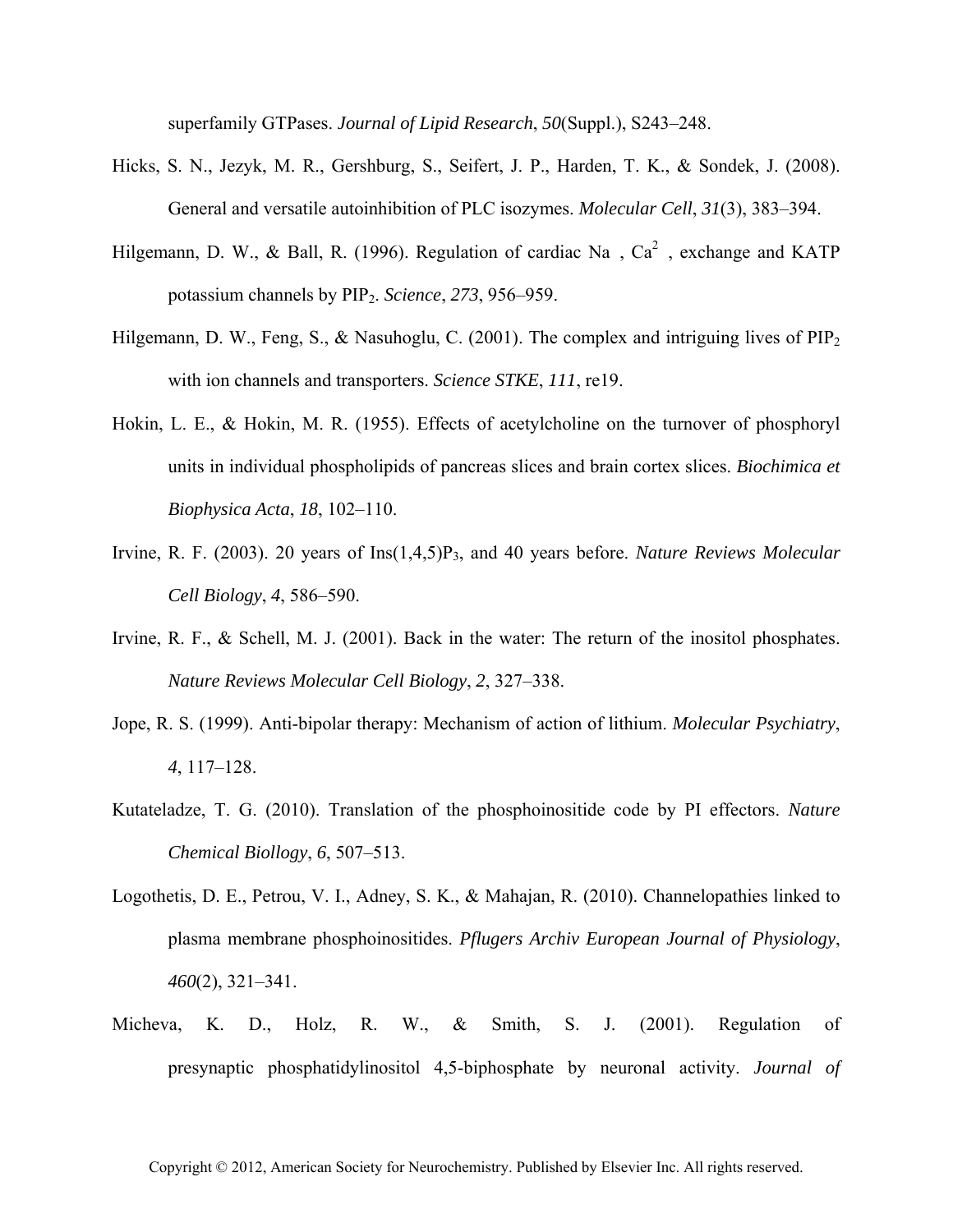superfamily GTPases. *Journal of Lipid Research*, *50*(Suppl.), S243–248.

Hicks, S. N., Jezyk, M. R., Gershburg, S., Seifert, J. P., Harden, T. K., & Sondek, J. (2008). General and versatile autoinhibition of PLC isozymes. *Molecular Cell*, *31*(3), 383–394.

Hilgemann, D. W., & Ball, R. (1996). Regulation of cardiac Na , $Ca^{2}$ , exchange and KATP potassium channels by $PIP_2$. *Science*, *273*, 956–959.

Hilgemann, D. W., Feng, S., & Nasuhoglu, C. (2001). The complex and intriguing lives of $PIP_2$ with ion channels and transporters. *Science STKE*, *111*, re19.

Hokin, L. E., & Hokin, M. R. (1955). Effects of acetylcholine on the turnover of phosphoryl units in individual phospholipids of pancreas slices and brain cortex slices. *Biochimica et Biophysica Acta*, *18*, 102–110.

Irvine, R. F. (2003). 20 years of Ins(1,4,5)$P_3$, and 40 years before. *Nature Reviews Molecular Cell Biology*, *4*, 586–590.

Irvine, R. F., & Schell, M. J. (2001). Back in the water: The return of the inositol phosphates. *Nature Reviews Molecular Cell Biology*, *2*, 327–338.

Jope, R. S. (1999). Anti-bipolar therapy: Mechanism of action of lithium. *Molecular Psychiatry*, *4*, 117–128.

Kutateladze, T. G. (2010). Translation of the phosphoinositide code by PI effectors. *Nature Chemical Biollogy*, *6*, 507–513.

Logothetis, D. E., Petrou, V. I., Adney, S. K., & Mahajan, R. (2010). Channelopathies linked to plasma membrane phosphoinositides. *Pflugers Archiv European Journal of Physiology*, *460*(2), 321–341.

Micheva, K. D., Holz, R. W., & Smith, S. J. (2001). Regulation of presynaptic phosphatidylinositol 4,5-biphosphate by neuronal activity. *Journal of*

Copyright © 2012, American Society for Neurochemistry. Published by Elsevier Inc. All rights reserved.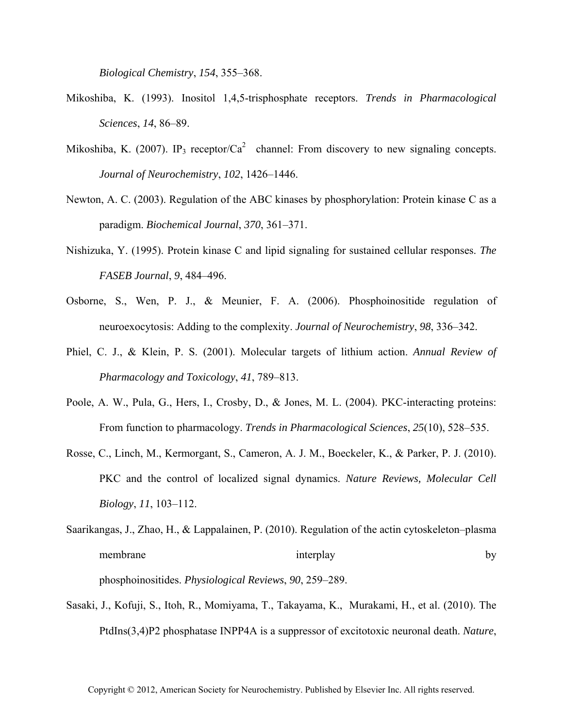*Biological Chemistry*, *154*, 355–368.

Mikoshiba, K. (1993). Inositol 1,4,5-trisphosphate receptors. *Trends in Pharmacological Sciences*, *14*, 86–89.

Mikoshiba, K. (2007). $IP_3$ receptor/$Ca^2$ channel: From discovery to new signaling concepts. *Journal of Neurochemistry*, *102*, 1426–1446.

Newton, A. C. (2003). Regulation of the ABC kinases by phosphorylation: Protein kinase C as a paradigm. *Biochemical Journal*, *370*, 361–371.

Nishizuka, Y. (1995). Protein kinase C and lipid signaling for sustained cellular responses. *The FASEB Journal*, *9*, 484–496.

Osborne, S., Wen, P. J., & Meunier, F. A. (2006). Phosphoinositide regulation of neuroexocytosis: Adding to the complexity. *Journal of Neurochemistry*, *98*, 336–342.

Phiel, C. J., & Klein, P. S. (2001). Molecular targets of lithium action. *Annual Review of Pharmacology and Toxicology*, *41*, 789–813.

Poole, A. W., Pula, G., Hers, I., Crosby, D., & Jones, M. L. (2004). PKC-interacting proteins: From function to pharmacology. *Trends in Pharmacological Sciences*, *25*(10), 528–535.

Rosse, C., Linch, M., Kermorgant, S., Cameron, A. J. M., Boeckeler, K., & Parker, P. J. (2010). PKC and the control of localized signal dynamics. *Nature Reviews, Molecular Cell Biology*, *11*, 103–112.

Saarikangas, J., Zhao, H., & Lappalainen, P. (2010). Regulation of the actin cytoskeleton–plasma membrane interplay by phosphoinositides. *Physiological Reviews*, *90*, 259–289.

Sasaki, J., Kofuji, S., Itoh, R., Momiyama, T., Takayama, K., Murakami, H., et al. (2010). The PtdIns(3,4)P2 phosphatase INPP4A is a suppressor of excitotoxic neuronal death. *Nature*,

Copyright © 2012, American Society for Neurochemistry. Published by Elsevier Inc. All rights reserved.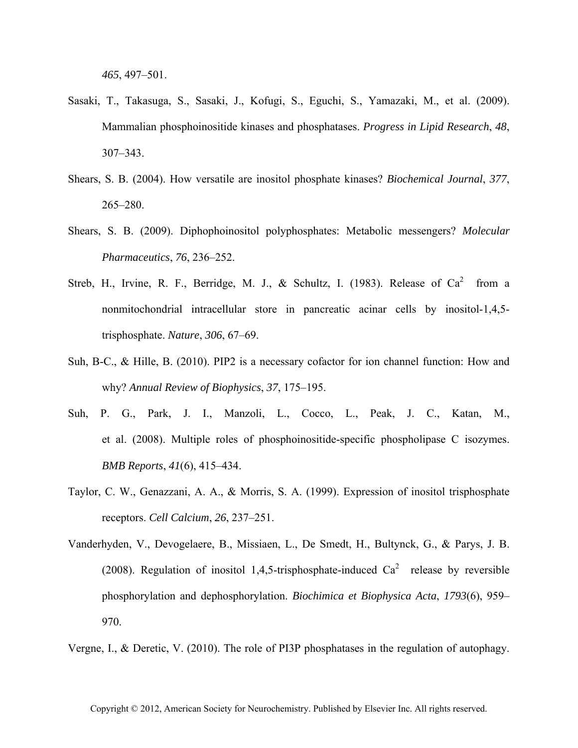*465*, 497–501.

Sasaki, T., Takasuga, S., Sasaki, J., Kofugi, S., Eguchi, S., Yamazaki, M., et al. (2009). Mammalian phosphoinositide kinases and phosphatases. *Progress in Lipid Research*, *48*, 307–343.

Shears, S. B. (2004). How versatile are inositol phosphate kinases? *Biochemical Journal*, *377*, 265–280.

Shears, S. B. (2009). Diphophoinositol polyphosphates: Metabolic messengers? *Molecular Pharmaceutics*, *76*, 236–252.

Streb, H., Irvine, R. F., Berridge, M. J., & Schultz, I. (1983). Release of $Ca^2$ from a nonmitochondrial intracellular store in pancreatic acinar cells by inositol-1,4,5-trisphosphate. *Nature*, *306*, 67–69.

Suh, B-C., & Hille, B. (2010). PIP2 is a necessary cofactor for ion channel function: How and why? *Annual Review of Biophysics*, *37*, 175–195.

Suh, P. G., Park, J. I., Manzoli, L., Cocco, L., Peak, J. C., Katan, M., et al. (2008). Multiple roles of phosphoinositide-specific phospholipase C isozymes. *BMB Reports*, *41*(6), 415–434.

Taylor, C. W., Genazzani, A. A., & Morris, S. A. (1999). Expression of inositol trisphosphate receptors. *Cell Calcium*, *26*, 237–251.

Vanderhyden, V., Devogelaere, B., Missiaen, L., De Smedt, H., Bultynck, G., & Parys, J. B. (2008). Regulation of inositol 1,4,5-trisphosphate-induced $Ca^2$ release by reversible phosphorylation and dephosphorylation. *Biochimica et Biophysica Acta*, *1793*(6), 959–970.

Vergne, I., & Deretic, V. (2010). The role of PI3P phosphatases in the regulation of autophagy.

Copyright © 2012, American Society for Neurochemistry. Published by Elsevier Inc. All rights reserved.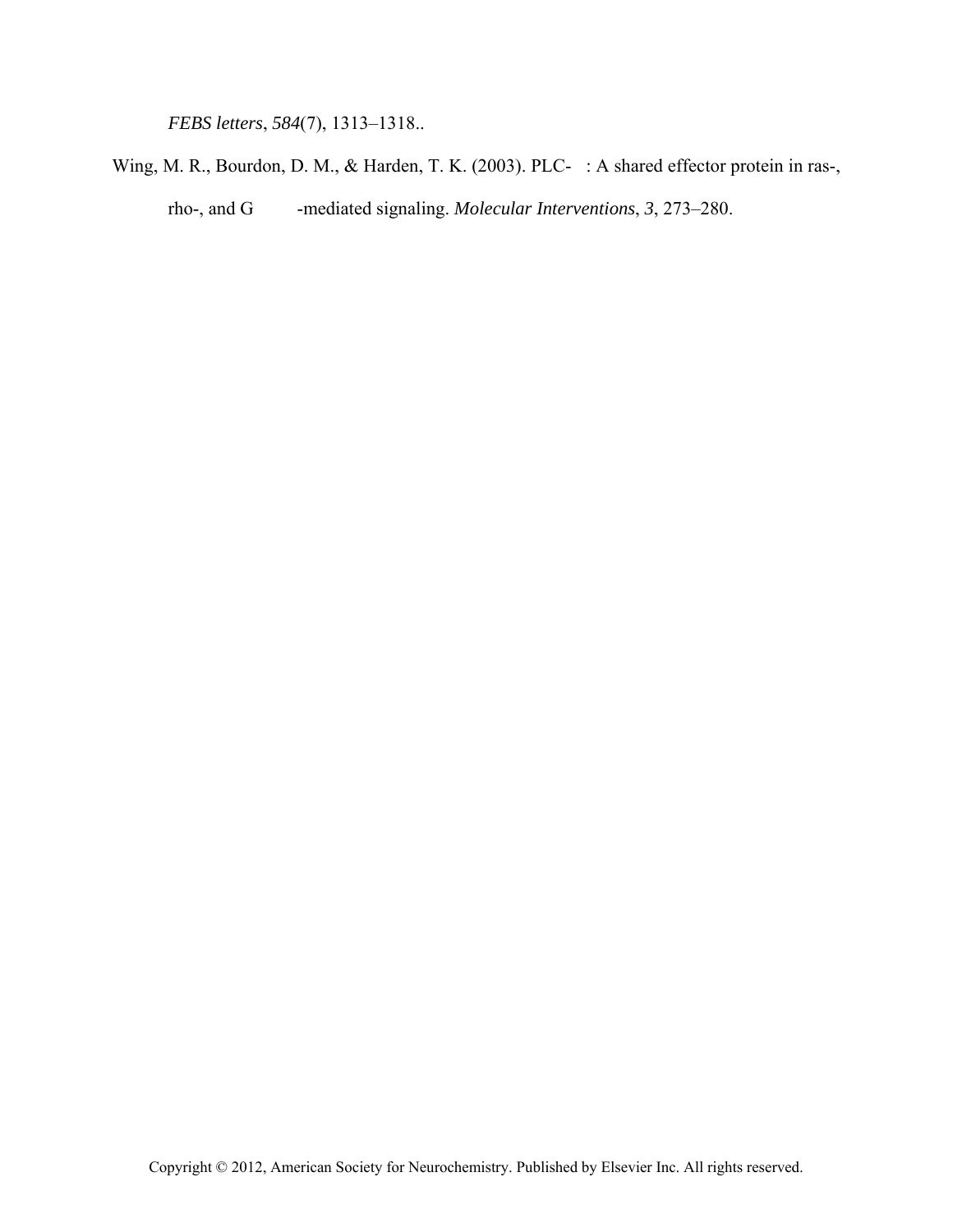*FEBS letters*, *584*(7), 1313–1318..

Wing, M. R., Bourdon, D. M., & Harden, T. K. (2003). PLC- : A shared effector protein in ras-, rho-, and G -mediated signaling. *Molecular Interventions*, *3*, 273–280.